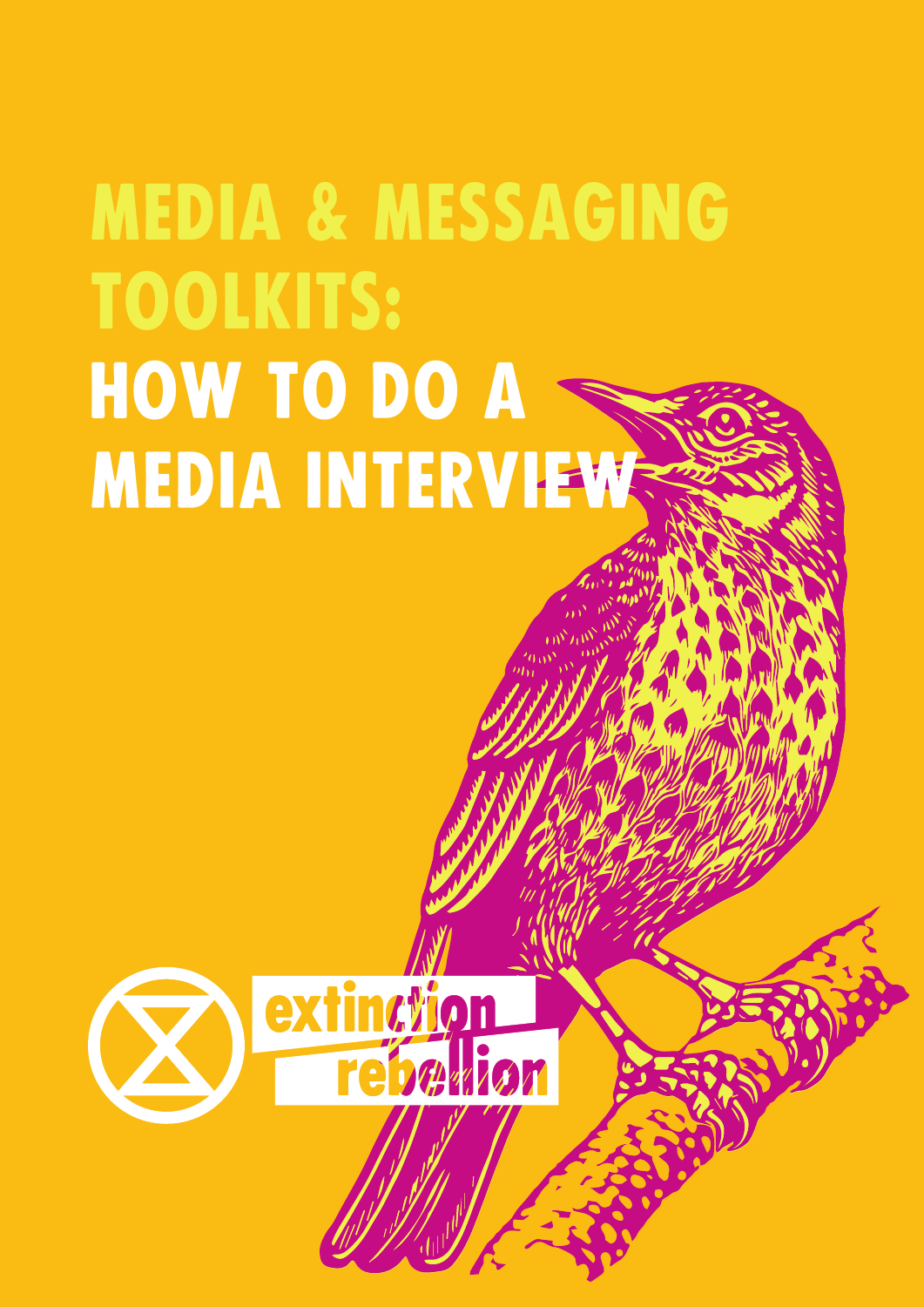# MEDIA & MESSAGING TOOLKITS:
# HOW TO DO A MEDIA INTERVIEW

extinction rebellion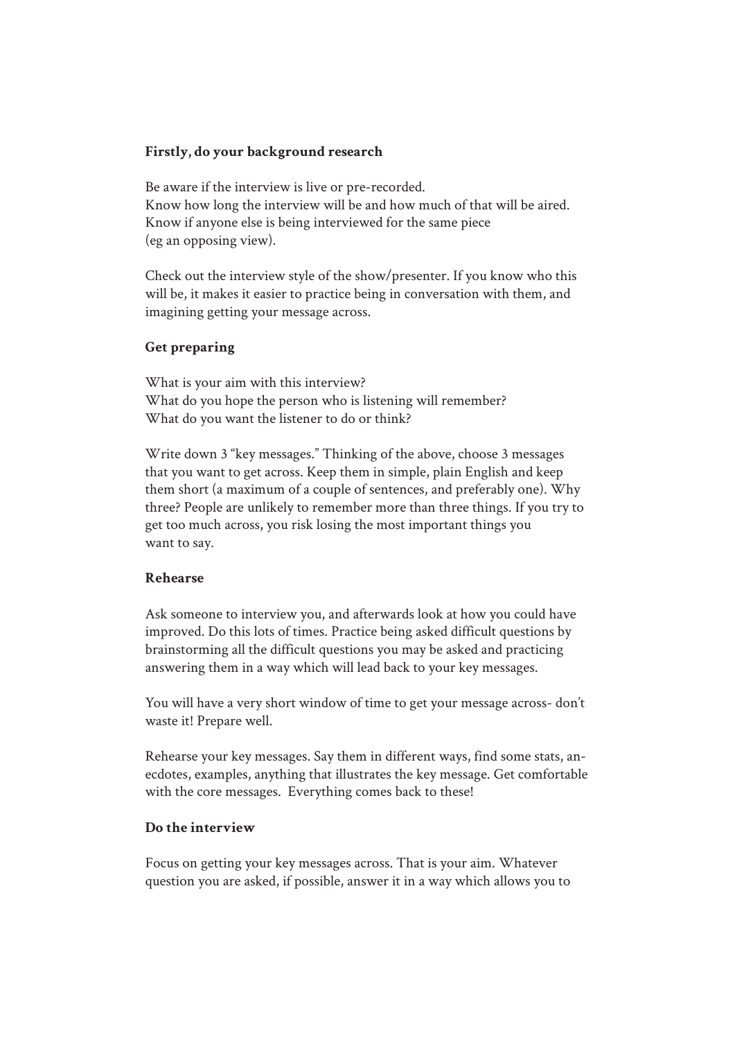**Firstly, do your background research**

Be aware if the interview is live or pre-recorded.
Know how long the interview will be and how much of that will be aired.
Know if anyone else is being interviewed for the same piece
(eg an opposing view).

Check out the interview style of the show/presenter. If you know who this will be, it makes it easier to practice being in conversation with them, and imagining getting your message across.

**Get preparing**

What is your aim with this interview?
What do you hope the person who is listening will remember?
What do you want the listener to do or think?

Write down 3 "key messages." Thinking of the above, choose 3 messages that you want to get across. Keep them in simple, plain English and keep them short (a maximum of a couple of sentences, and preferably one). Why three? People are unlikely to remember more than three things. If you try to get too much across, you risk losing the most important things you want to say.

**Rehearse**

Ask someone to interview you, and afterwards look at how you could have improved. Do this lots of times. Practice being asked difficult questions by brainstorming all the difficult questions you may be asked and practicing answering them in a way which will lead back to your key messages.

You will have a very short window of time to get your message across- don't waste it! Prepare well.

Rehearse your key messages. Say them in different ways, find some stats, anecdotes, examples, anything that illustrates the key message. Get comfortable with the core messages. Everything comes back to these!

**Do the interview**

Focus on getting your key messages across. That is your aim. Whatever question you are asked, if possible, answer it in a way which allows you to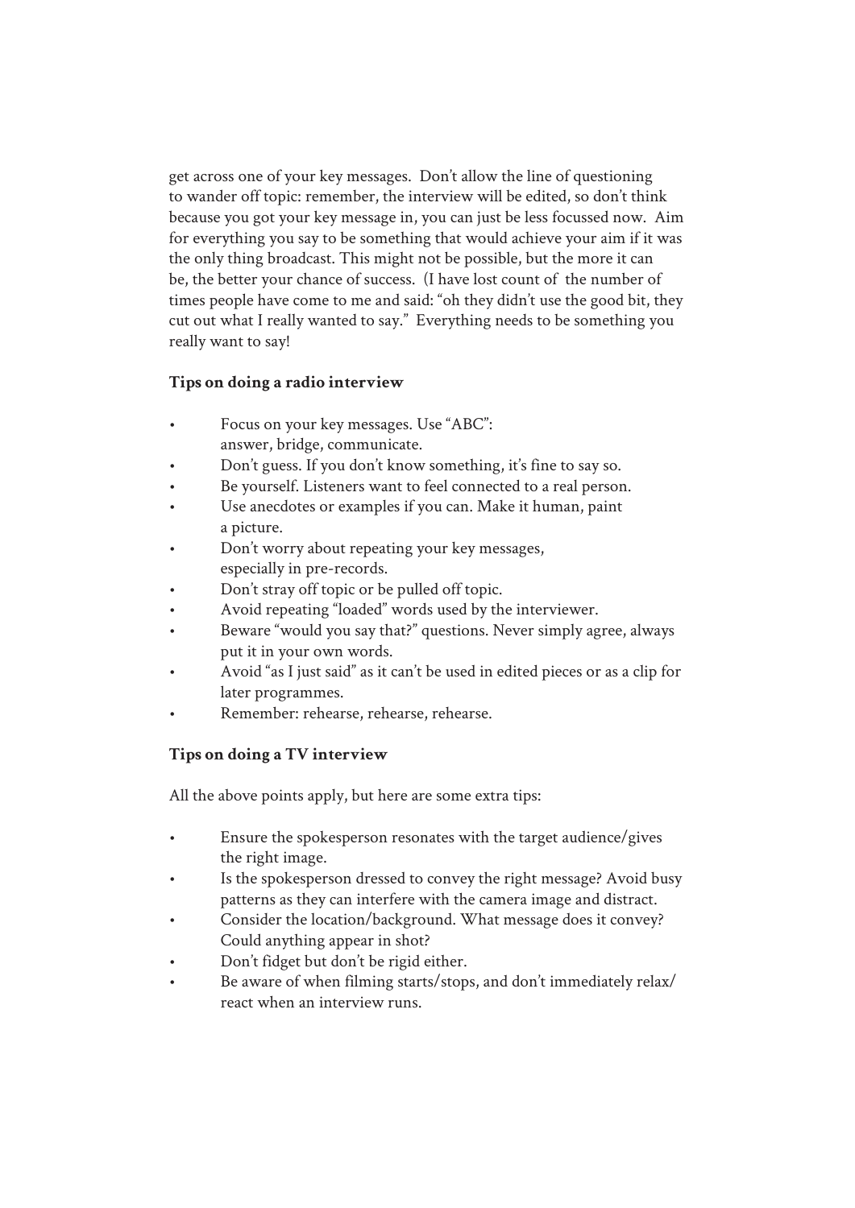get across one of your key messages. Don't allow the line of questioning to wander off topic: remember, the interview will be edited, so don't think because you got your key message in, you can just be less focussed now. Aim for everything you say to be something that would achieve your aim if it was the only thing broadcast. This might not be possible, but the more it can be, the better your chance of success. (I have lost count of the number of times people have come to me and said: "oh they didn't use the good bit, they cut out what I really wanted to say." Everything needs to be something you really want to say!

**Tips on doing a radio interview**

- Focus on your key messages. Use "ABC": answer, bridge, communicate.
- Don't guess. If you don't know something, it's fine to say so.
- Be yourself. Listeners want to feel connected to a real person.
- Use anecdotes or examples if you can. Make it human, paint a picture.
- Don't worry about repeating your key messages, especially in pre-records.
- Don't stray off topic or be pulled off topic.
- Avoid repeating "loaded" words used by the interviewer.
- Beware "would you say that?" questions. Never simply agree, always put it in your own words.
- Avoid "as I just said" as it can't be used in edited pieces or as a clip for later programmes.
- Remember: rehearse, rehearse, rehearse.

**Tips on doing a TV interview**

All the above points apply, but here are some extra tips:

- Ensure the spokesperson resonates with the target audience/gives the right image.
- Is the spokesperson dressed to convey the right message? Avoid busy patterns as they can interfere with the camera image and distract.
- Consider the location/background. What message does it convey? Could anything appear in shot?
- Don't fidget but don't be rigid either.
- Be aware of when filming starts/stops, and don't immediately relax/ react when an interview runs.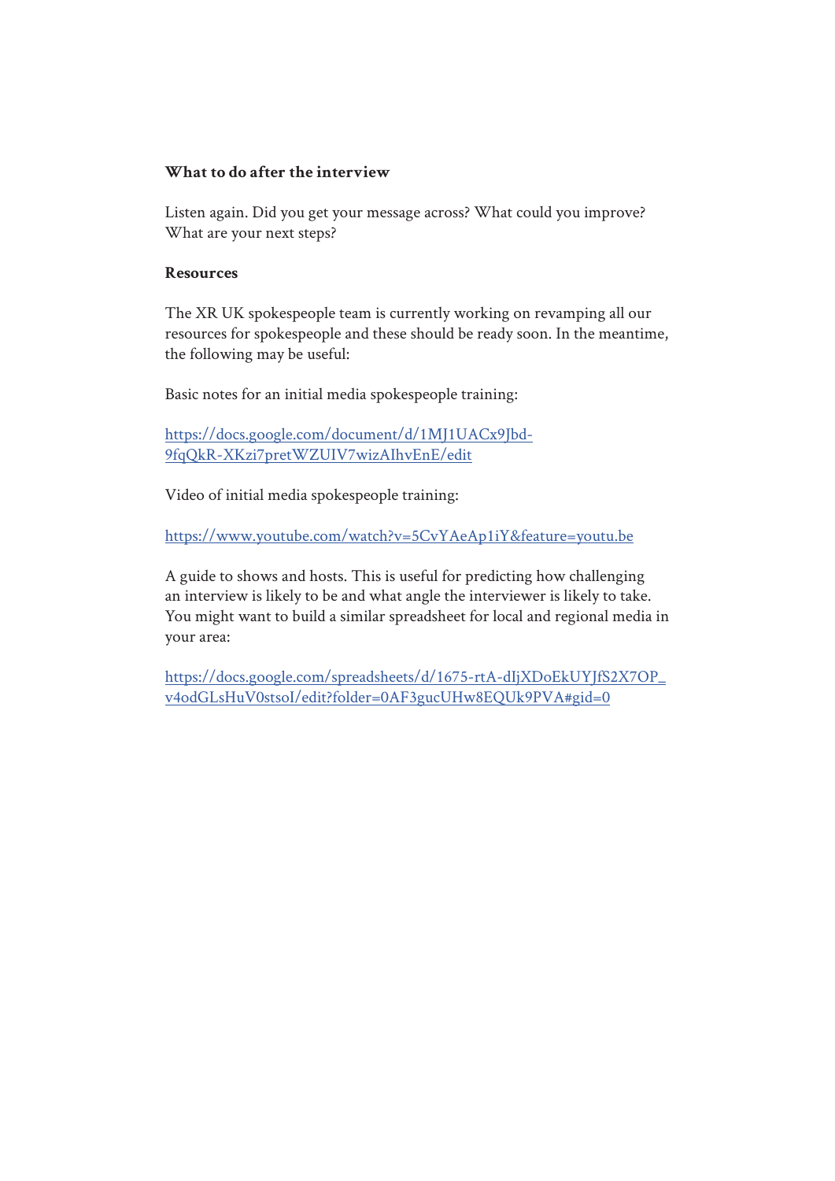**What to do after the interview**

Listen again. Did you get your message across? What could you improve? What are your next steps?

**Resources**

The XR UK spokespeople team is currently working on revamping all our resources for spokespeople and these should be ready soon. In the meantime, the following may be useful:

Basic notes for an initial media spokespeople training:

https://docs.google.com/document/d/1MJ1UACx9Jbd-9fqQkR-XKzi7pretWZUIV7wizAIhvEnE/edit

Video of initial media spokespeople training:

https://www.youtube.com/watch?v=5CvYAeAp1iY&feature=youtu.be

A guide to shows and hosts. This is useful for predicting how challenging an interview is likely to be and what angle the interviewer is likely to take. You might want to build a similar spreadsheet for local and regional media in your area:

https://docs.google.com/spreadsheets/d/1675-rtA-dIjXDoEkUYJfS2X7OP_v4odGLsHuV0stsoI/edit?folder=0AF3gucUHw8EQUk9PVA#gid=0